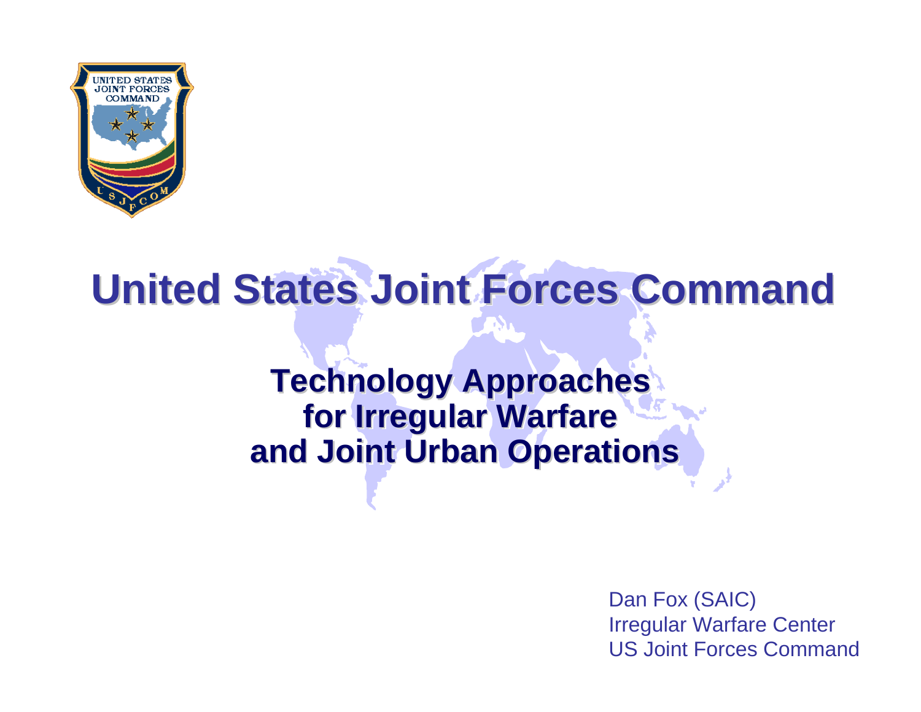# United States Joint Forces Command

## Technology Approaches for Irregular Warfare and Joint Urban Operations

Dan Fox (SAIC)
Irregular Warfare Center
US Joint Forces Command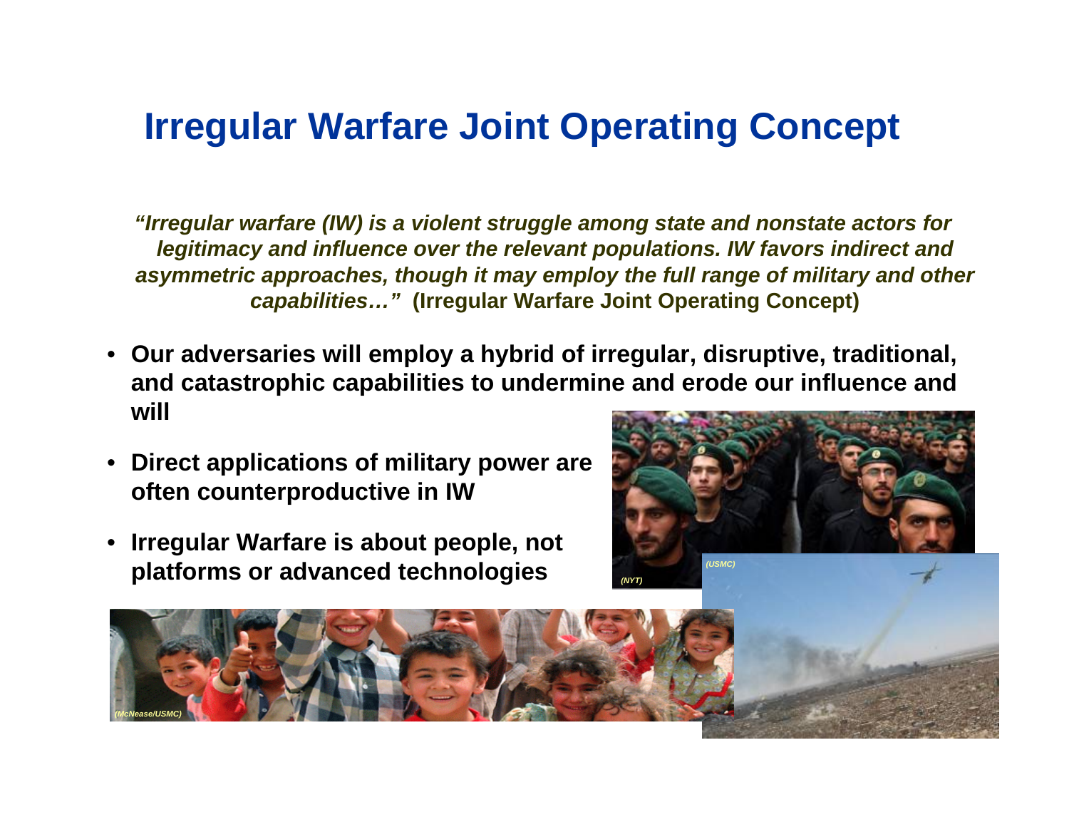# Irregular Warfare Joint Operating Concept

***"Irregular warfare (IW) is a violent struggle among state and nonstate actors for legitimacy and influence over the relevant populations. IW favors indirect and asymmetric approaches, though it may employ the full range of military and other capabilities…"*** **(Irregular Warfare Joint Operating Concept)**

- **Our adversaries will employ a hybrid of irregular, disruptive, traditional, and catastrophic capabilities to undermine and erode our influence and will**
- **Direct applications of military power are often counterproductive in IW**
- **Irregular Warfare is about people, not platforms or advanced technologies**

*(NYT)*

*(USMC)*

*(McNease/USMC)*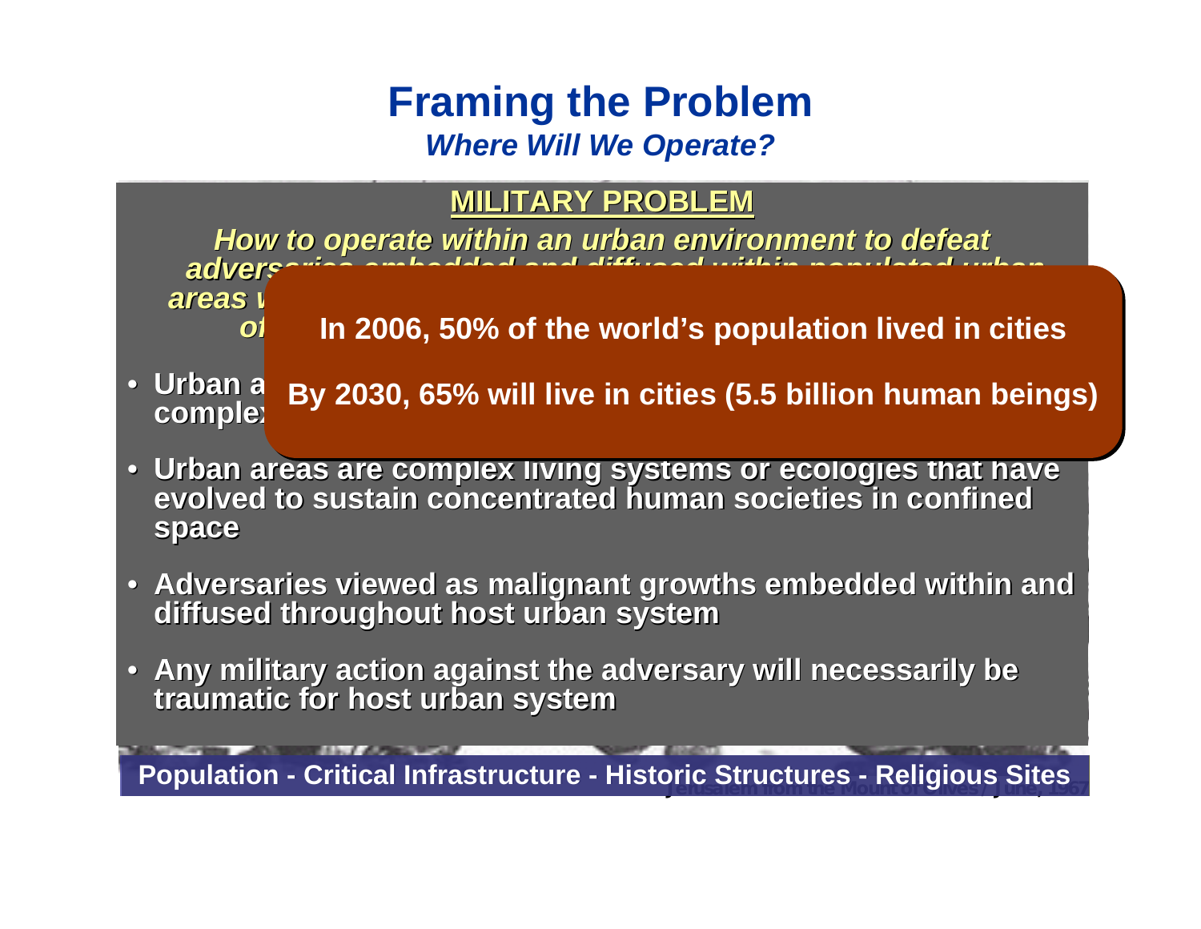# Framing the Problem

***Where Will We Operate?***

**MILITARY PROBLEM**

***How to operate within an urban environment to defeat adversaries embedded and diffused within populated urban areas w... of...***

**In 2006, 50% of the world's population lived in cities**

**By 2030, 65% will live in cities (5.5 billion human beings)**

- **Urban a... complex...**
- **Urban areas are complex living systems or ecologies that have evolved to sustain concentrated human societies in confined space**
- **Adversaries viewed as malignant growths embedded within and diffused throughout host urban system**
- **Any military action against the adversary will necessarily be traumatic for host urban system**

**Population - Critical Infrastructure - Historic Structures - Religious Sites**

Jerusalem from the Mount of Olives / June, 1967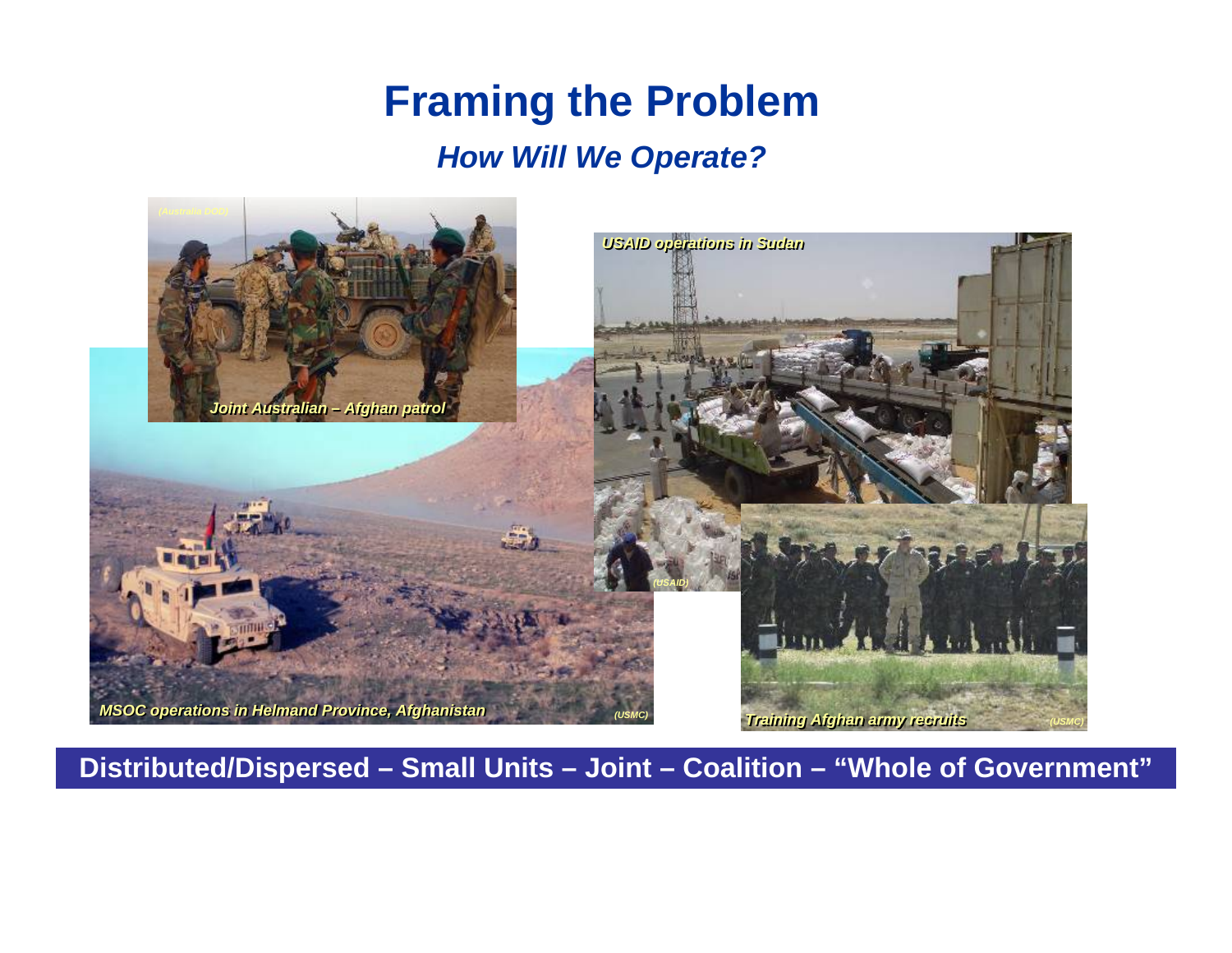# Framing the Problem

## *How Will We Operate?*

*Joint Australian – Afghan patrol* (Australia DOD)

*USAID operations in Sudan* (USAID)

*MSOC operations in Helmand Province, Afghanistan* (USMC)

*Training Afghan army recruits* (USMC)

**Distributed/Dispersed – Small Units – Joint – Coalition – "Whole of Government"**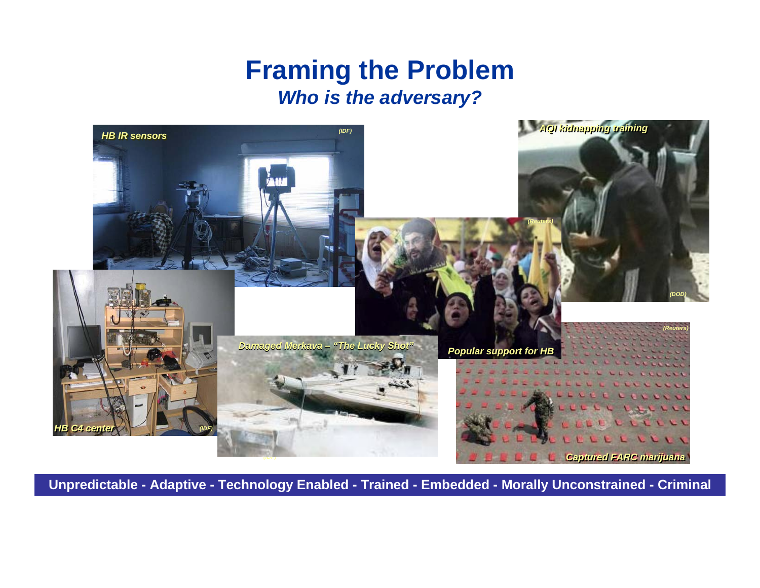# Framing the Problem

## *Who is the adversary?*

*HB IR sensors* *(IDF)*

*AQI kidnapping training* *(DOD)*

*(Reuters)* *Popular support for HB*

*HB C4 center* *(IDF)*

*Damaged Merkava – "The Lucky Shot"*

*(Reuters)* *Captured FARC marijuana*

**Unpredictable - Adaptive - Technology Enabled - Trained - Embedded - Morally Unconstrained - Criminal**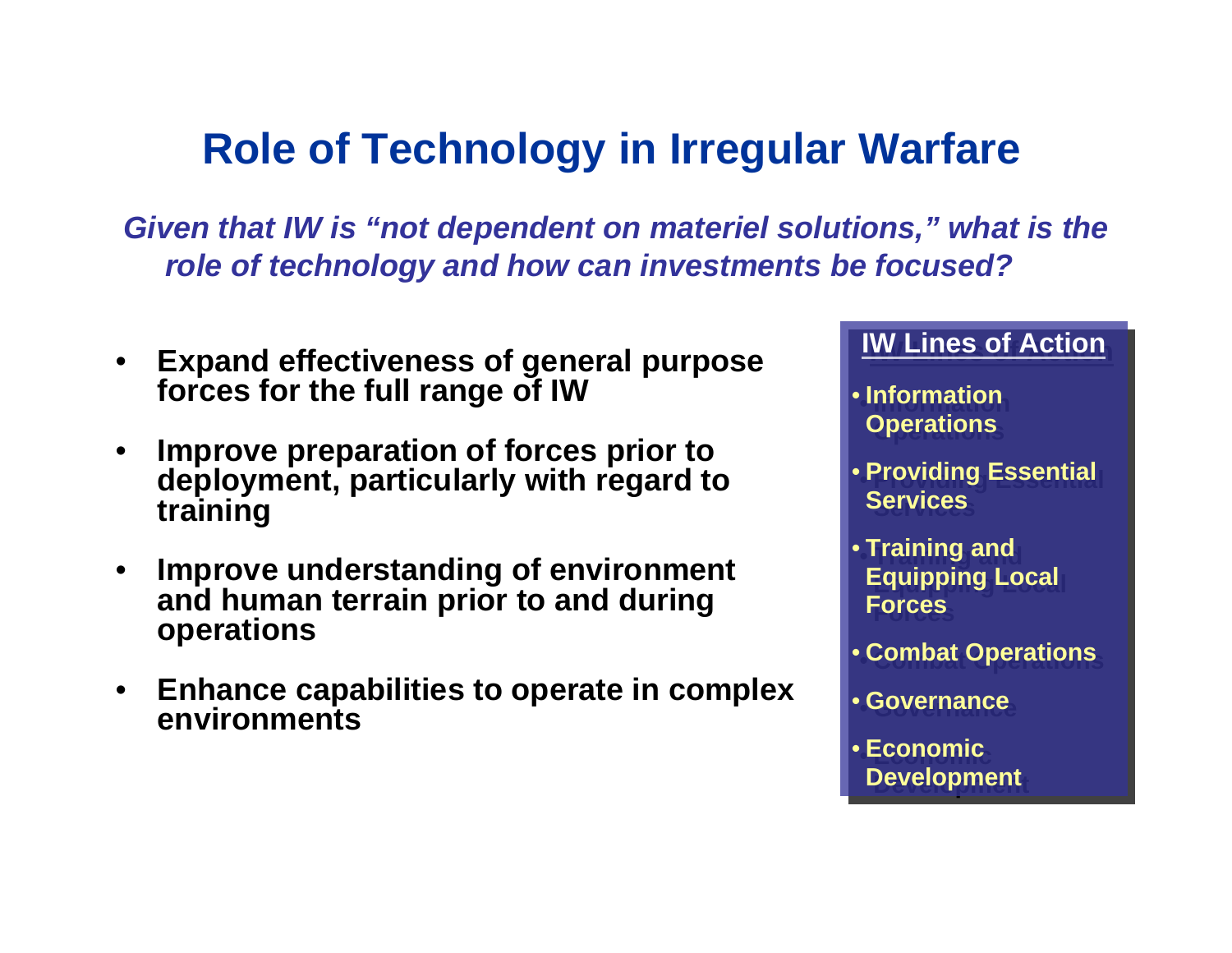# Role of Technology in Irregular Warfare

*Given that IW is "not dependent on materiel solutions," what is the role of technology and how can investments be focused?*

- **Expand effectiveness of general purpose forces for the full range of IW**
- **Improve preparation of forces prior to deployment, particularly with regard to training**
- **Improve understanding of environment and human terrain prior to and during operations**
- **Enhance capabilities to operate in complex environments**

**IW Lines of Action**

- **Information Operations**
- **Providing Essential Services**
- **Training and Equipping Local Forces**
- **Combat Operations**
- **Governance**
- **Economic Development**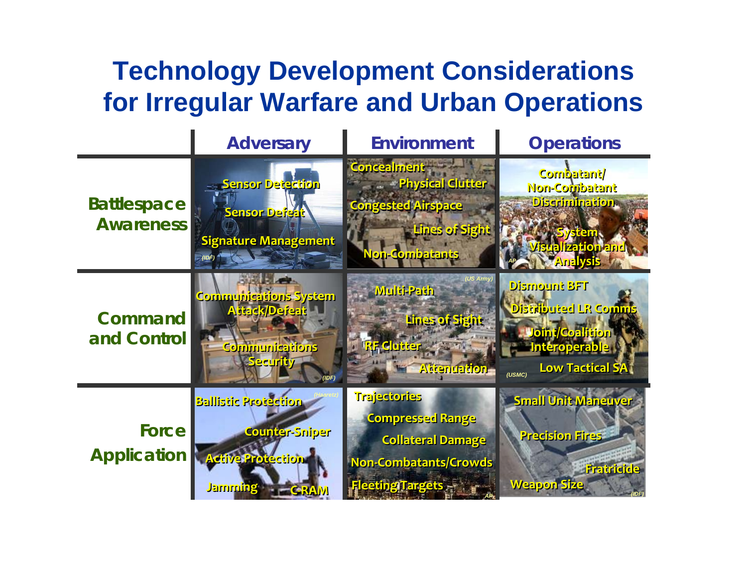# Technology Development Considerations for Irregular Warfare and Urban Operations

| | Adversary | Environment | Operations |
|---|---|---|---|
| **Battlespace Awareness** | Sensor Detection<br>Sensor Defeat<br>Signature Management<br>*(IDF)* | Concealment<br>Physical Clutter<br>Congested Airspace<br>Lines of Sight<br>Non-Combatants | Combatant/ Non-Combatant Discrimination<br>System Visualization and Analysis<br>*AP* |
| **Command and Control** | Communications System Attack/Defeat<br>Communications Security<br>*(IDF)* | *(US Army)*<br>Multi-Path<br>Lines of Sight<br>RF Clutter<br>Attenuation | Dismount BFT<br>Distributed LR Comms<br>Joint/Coalition Interoperable<br>Low Tactical SA<br>*(USMC)* |
| **Force Application** | Ballistic Protection<br>*(Haaretz)*<br>Counter-Sniper<br>Active Protection<br>Jamming<br>C-RAM | Trajectories<br>Compressed Range<br>Collateral Damage<br>Non-Combatants/Crowds<br>Fleeting Targets<br>*AP* | Small Unit Maneuver<br>Precision Fires<br>Fratricide<br>Weapon Size<br>*(IDF)* |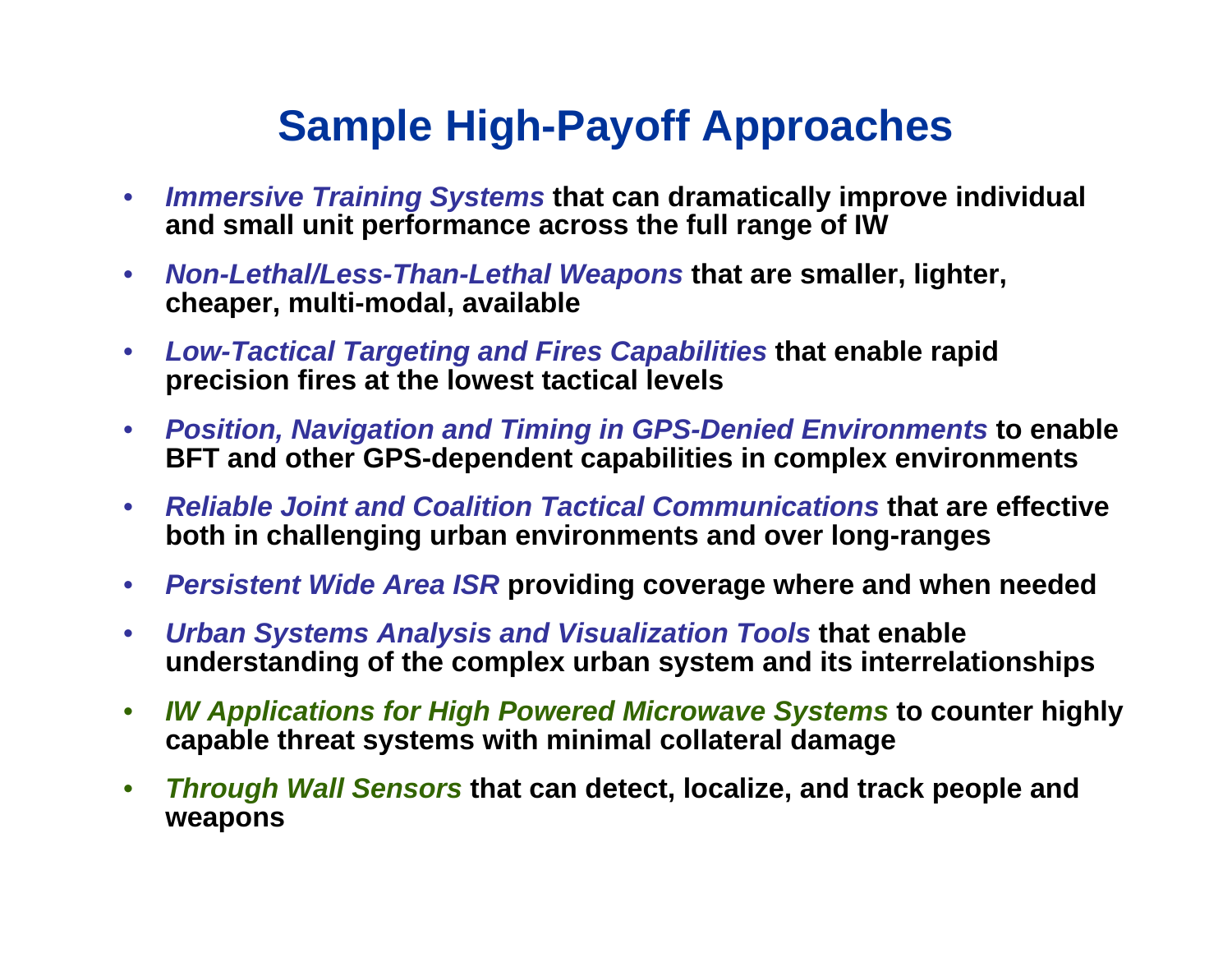# Sample High-Payoff Approaches

- ***Immersive Training Systems*** **that can dramatically improve individual and small unit performance across the full range of IW**
- ***Non-Lethal/Less-Than-Lethal Weapons*** **that are smaller, lighter, cheaper, multi-modal, available**
- ***Low-Tactical Targeting and Fires Capabilities*** **that enable rapid precision fires at the lowest tactical levels**
- ***Position, Navigation and Timing in GPS-Denied Environments*** **to enable BFT and other GPS-dependent capabilities in complex environments**
- ***Reliable Joint and Coalition Tactical Communications*** **that are effective both in challenging urban environments and over long-ranges**
- ***Persistent Wide Area ISR*** **providing coverage where and when needed**
- ***Urban Systems Analysis and Visualization Tools*** **that enable understanding of the complex urban system and its interrelationships**
- ***IW Applications for High Powered Microwave Systems*** **to counter highly capable threat systems with minimal collateral damage**
- ***Through Wall Sensors*** **that can detect, localize, and track people and weapons**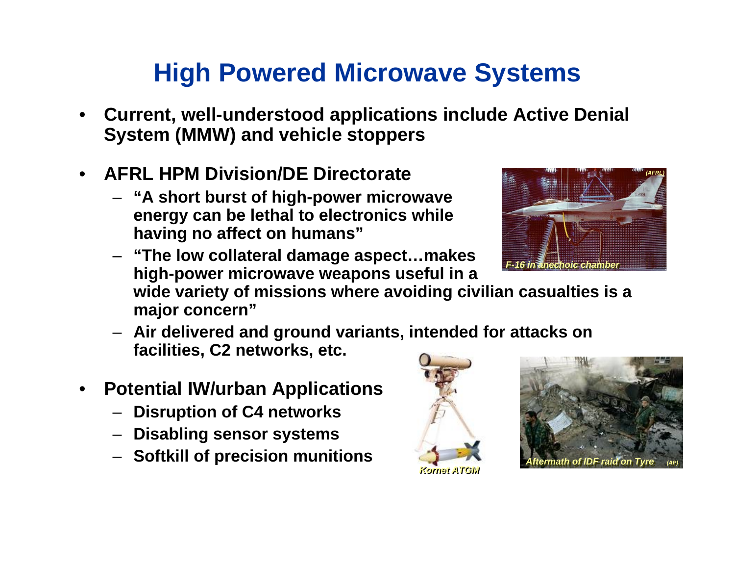# High Powered Microwave Systems

- **Current, well-understood applications include Active Denial System (MMW) and vehicle stoppers**
- **AFRL HPM Division/DE Directorate**
  - **"A short burst of high-power microwave energy can be lethal to electronics while having no affect on humans"**
  - **"The low collateral damage aspect…makes high-power microwave weapons useful in a wide variety of missions where avoiding civilian casualties is a major concern"**
  - **Air delivered and ground variants, intended for attacks on facilities, C2 networks, etc.**
- **Potential IW/urban Applications**
  - **Disruption of C4 networks**
  - **Disabling sensor systems**
  - **Softkill of precision munitions**

*F-16 in anechoic chamber* *(AFRL)*

*Kornet ATGM*

*Aftermath of IDF raid on Tyre* *(AP)*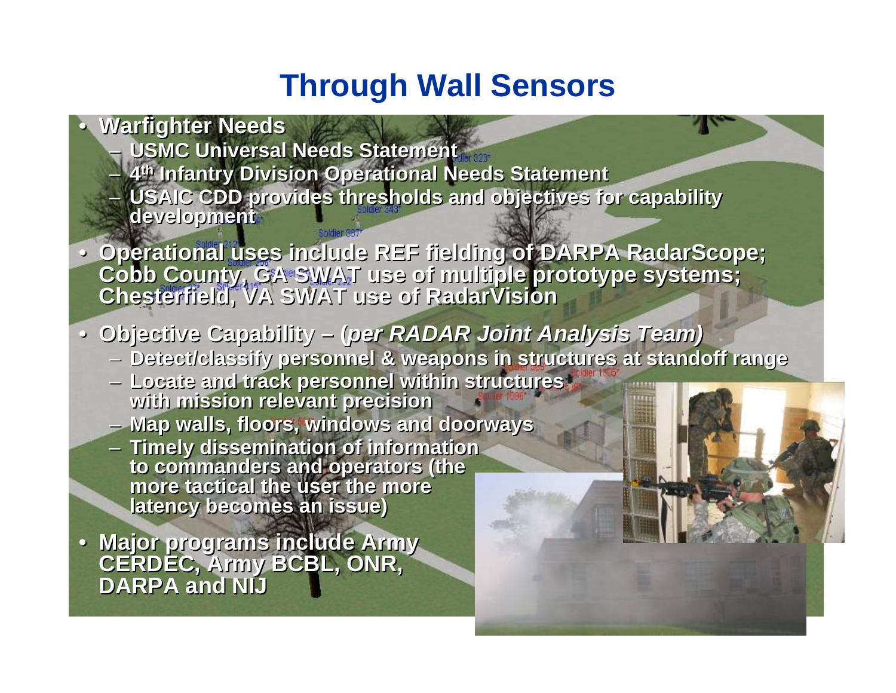# Through Wall Sensors

- **Warfighter Needs**
  - **USMC Universal Needs Statement**
  - **4th Infantry Division Operational Needs Statement**
  - **USAIC CDD provides thresholds and objectives for capability development**
- **Operational uses include REF fielding of DARPA RadarScope; Cobb County, GA SWAT use of multiple prototype systems; Chesterfield, VA SWAT use of RadarVision**
- **Objective Capability – (*per RADAR Joint Analysis Team)***
  - **Detect/classify personnel & weapons in structures at standoff range**
  - **Locate and track personnel within structures with mission relevant precision**
  - **Map walls, floors, windows and doorways**
  - **Timely dissemination of information to commanders and operators (the more tactical the user the more latency becomes an issue)**
- **Major programs include Army CERDEC, Army BCBL, ONR, DARPA and NIJ**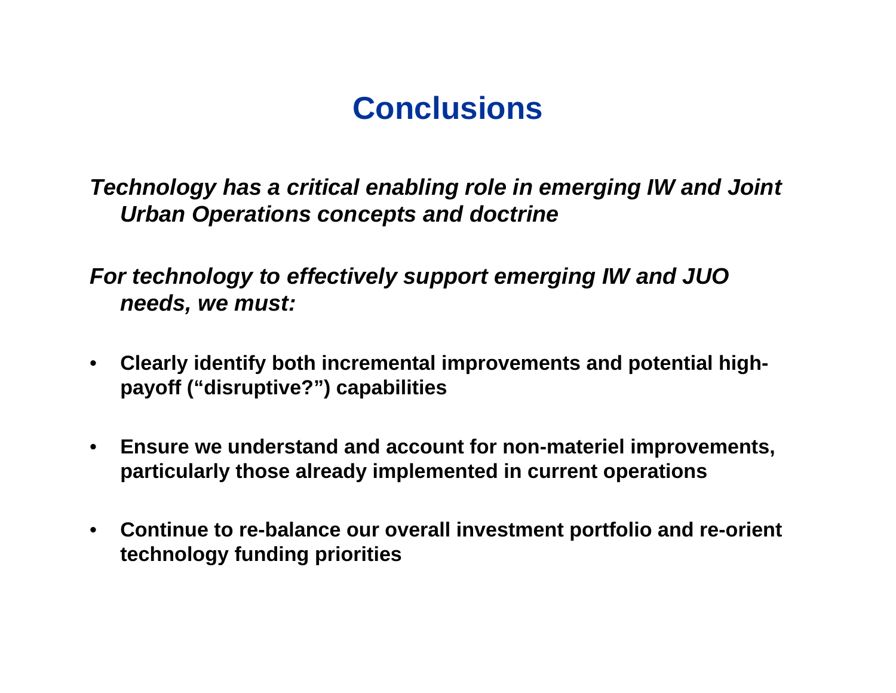# Conclusions

***Technology has a critical enabling role in emerging IW and Joint Urban Operations concepts and doctrine***

***For technology to effectively support emerging IW and JUO needs, we must:***

- **Clearly identify both incremental improvements and potential high-payoff ("disruptive?") capabilities**
- **Ensure we understand and account for non-materiel improvements, particularly those already implemented in current operations**
- **Continue to re-balance our overall investment portfolio and re-orient technology funding priorities**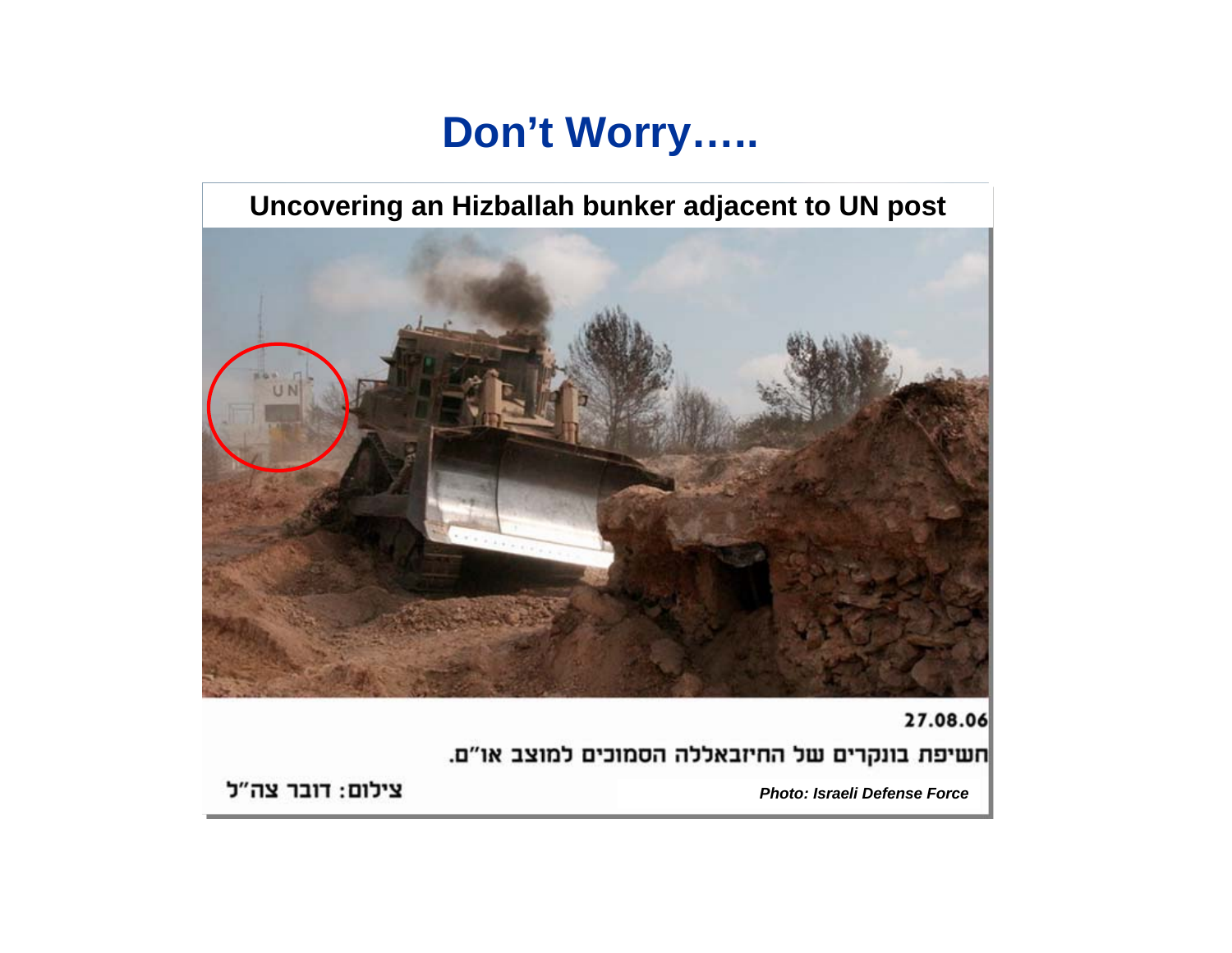# Don't Worry…..

**Uncovering an Hizballah bunker adjacent to UN post**

27.08.06

חשיפת בונקרים של החיזבאללה הסמוכים למוצב או"ם.

צילום: דובר צה"ל

***Photo: Israeli Defense Force***